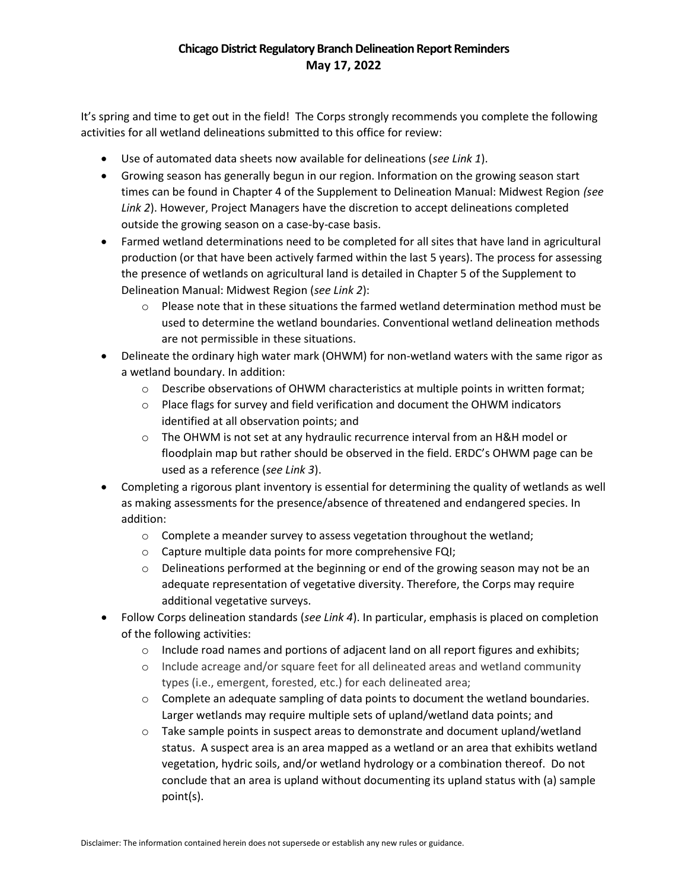# Chicago District Regulatory Branch Delineation Report Reminders
## May 17, 2022

It's spring and time to get out in the field! The Corps strongly recommends you complete the following activities for all wetland delineations submitted to this office for review:

- Use of automated data sheets now available for delineations (*see Link 1*).
- Growing season has generally begun in our region. Information on the growing season start times can be found in Chapter 4 of the Supplement to Delineation Manual: Midwest Region *(see Link 2*). However, Project Managers have the discretion to accept delineations completed outside the growing season on a case-by-case basis.
- Farmed wetland determinations need to be completed for all sites that have land in agricultural production (or that have been actively farmed within the last 5 years). The process for assessing the presence of wetlands on agricultural land is detailed in Chapter 5 of the Supplement to Delineation Manual: Midwest Region (*see Link 2*):
  - Please note that in these situations the farmed wetland determination method must be used to determine the wetland boundaries. Conventional wetland delineation methods are not permissible in these situations.
- Delineate the ordinary high water mark (OHWM) for non-wetland waters with the same rigor as a wetland boundary. In addition:
  - Describe observations of OHWM characteristics at multiple points in written format;
  - Place flags for survey and field verification and document the OHWM indicators identified at all observation points; and
  - The OHWM is not set at any hydraulic recurrence interval from an H&H model or floodplain map but rather should be observed in the field. ERDC's OHWM page can be used as a reference (*see Link 3*).
- Completing a rigorous plant inventory is essential for determining the quality of wetlands as well as making assessments for the presence/absence of threatened and endangered species. In addition:
  - Complete a meander survey to assess vegetation throughout the wetland;
  - Capture multiple data points for more comprehensive FQI;
  - Delineations performed at the beginning or end of the growing season may not be an adequate representation of vegetative diversity. Therefore, the Corps may require additional vegetative surveys.
- Follow Corps delineation standards (*see Link 4*). In particular, emphasis is placed on completion of the following activities:
  - Include road names and portions of adjacent land on all report figures and exhibits;
  - Include acreage and/or square feet for all delineated areas and wetland community types (i.e., emergent, forested, etc.) for each delineated area;
  - Complete an adequate sampling of data points to document the wetland boundaries. Larger wetlands may require multiple sets of upland/wetland data points; and
  - Take sample points in suspect areas to demonstrate and document upland/wetland status. A suspect area is an area mapped as a wetland or an area that exhibits wetland vegetation, hydric soils, and/or wetland hydrology or a combination thereof. Do not conclude that an area is upland without documenting its upland status with (a) sample point(s).

Disclaimer: The information contained herein does not supersede or establish any new rules or guidance.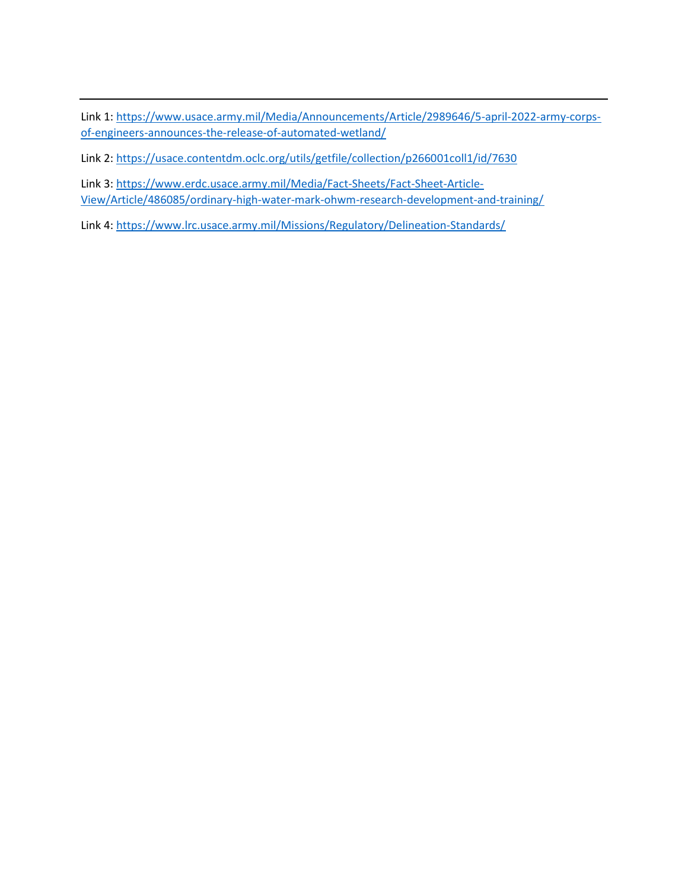---

Link 1: https://www.usace.army.mil/Media/Announcements/Article/2989646/5-april-2022-army-corps-of-engineers-announces-the-release-of-automated-wetland/

Link 2: https://usace.contentdm.oclc.org/utils/getfile/collection/p266001coll1/id/7630

Link 3: https://www.erdc.usace.army.mil/Media/Fact-Sheets/Fact-Sheet-Article-View/Article/486085/ordinary-high-water-mark-ohwm-research-development-and-training/

Link 4: https://www.lrc.usace.army.mil/Missions/Regulatory/Delineation-Standards/